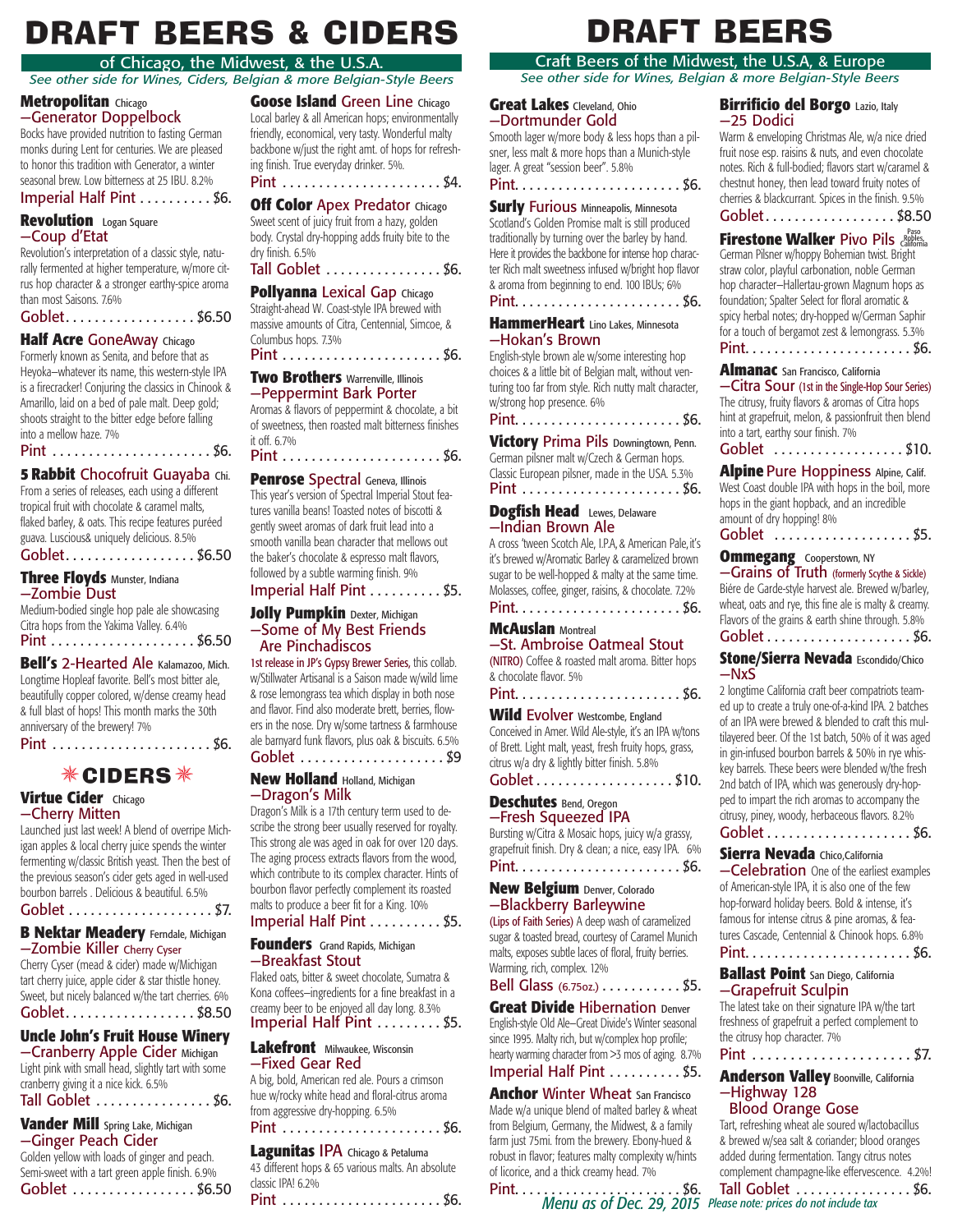# DRAFT BEERS & CIDERS

## of Chicago, the Midwest, & the U.S.A.

*See other side for Wines, Ciders, Belgian & more Belgian-Style Beers*

**Metropolitan** Chicago
—Generator Doppelbock
Bocks have provided nutrition to fasting German monks during Lent for centuries. We are pleased to honor this tradition with Generator, a winter seasonal brew. Low bitterness at 25 IBU. 8.2%
Imperial Half Pint . . . . . . . . . . $6.

**Revolution** Logan Square
—Coup d'Etat
Revolution's interpretation of a classic style, naturally fermented at higher temperature, w/more citrus hop character & a stronger earthy-spice aroma than most Saisons. 7.6%
Goblet. . . . . . . . . . . . . . . . . . $6.50

**Half Acre** GoneAway Chicago
Formerly known as Senita, and before that as Heyoka—whatever its name, this western-style IPA is a firecracker! Conjuring the classics in Chinook & Amarillo, laid on a bed of pale malt. Deep gold; shoots straight to the bitter edge before falling into a mellow haze. 7%
Pint . . . . . . . . . . . . . . . . . . . . . . $6.

**5 Rabbit** Chocofruit Guayaba Chi.
From a series of releases, each using a different tropical fruit with chocolate & caramel malts, flaked barley, & oats. This recipe features puréed guava. Luscious& uniquely delicious. 8.5%
Goblet. . . . . . . . . . . . . . . . . . $6.50

**Three Floyds** Munster, Indiana
—Zombie Dust
Medium-bodied single hop pale ale showcasing Citra hops from the Yakima Valley. 6.4%
Pint . . . . . . . . . . . . . . . . . . . . $6.50

**Bell's** 2-Hearted Ale Kalamazoo, Mich.
Longtime Hopleaf favorite. Bell's most bitter ale, beautifully copper colored, w/dense creamy head & full blast of hops! This month marks the 30th anniversary of the brewery! 7%
Pint . . . . . . . . . . . . . . . . . . . . . . $6.

**Goose Island** Green Line Chicago
Local barley & all American hops; environmentally friendly, economical, very tasty. Wonderful malty backbone w/just the right amt. of hops for refreshing finish. True everyday drinker. 5%.
Pint . . . . . . . . . . . . . . . . . . . . . . $4.

**Off Color** Apex Predator Chicago
Sweet scent of juicy fruit from a hazy, golden body. Crystal dry-hopping adds fruity bite to the dry finish. 6.5%
Tall Goblet . . . . . . . . . . . . . . . . $6.

**Pollyanna** Lexical Gap Chicago
Straight-ahead W. Coast-style IPA brewed with massive amounts of Citra, Centennial, Simcoe, & Columbus hops. 7.3%
Pint . . . . . . . . . . . . . . . . . . . . . . $6.

**Two Brothers** Warrenville, Illinois
—Peppermint Bark Porter
Aromas & flavors of peppermint & chocolate, a bit of sweetness, then roasted malt bitterness finishes it off. 6.7%
Pint . . . . . . . . . . . . . . . . . . . . . . $6.

**Penrose** Spectral Geneva, Illinois
This year's version of Spectral Imperial Stout features vanilla beans! Toasted notes of biscotti & gently sweet aromas of dark fruit lead into a smooth vanilla bean character that mellows out the baker's chocolate & espresso malt flavors, followed by a subtle warming finish. 9%
Imperial Half Pint . . . . . . . . . . $5.

**Jolly Pumpkin** Dexter, Michigan
—Some of My Best Friends Are Pinchadiscos
1st release in JP's Gypsy Brewer Series, this collab. w/Stillwater Artisanal is a Saison made w/wild lime & rose lemongrass tea which display in both nose and flavor. Find also moderate brett, berries, flowers in the nose. Dry w/some tartness & farmhouse ale barnyard funk flavors, plus oak & biscuits. 6.5%
Goblet . . . . . . . . . . . . . . . . . . . . $9

**New Holland** Holland, Michigan
—Dragon's Milk
Dragon's Milk is a 17th century term used to describe the strong beer usually reserved for royalty. This strong ale was aged in oak for over 120 days. The aging process extracts flavors from the wood, which contribute to its complex character. Hints of bourbon flavor perfectly complement its roasted malts to produce a beer fit for a King. 10%
Imperial Half Pint . . . . . . . . . . $5.

**Founders** Grand Rapids, Michigan
—Breakfast Stout
Flaked oats, bitter & sweet chocolate, Sumatra & Kona coffees—ingredients for a fine breakfast in a creamy beer to be enjoyed all day long. 8.3%
Imperial Half Pint . . . . . . . . . $5.

**Lakefront** Milwaukee, Wisconsin
—Fixed Gear Red
A big, bold, American red ale. Pours a crimson hue w/rocky white head and floral-citrus aroma from aggressive dry-hopping. 6.5%
Pint . . . . . . . . . . . . . . . . . . . . . . $6.

**Lagunitas** IPA Chicago & Petaluma
43 different hops & 65 various malts. An absolute classic IPA! 6.2%
Pint . . . . . . . . . . . . . . . . . . . . . . $6.

## ✳ CIDERS ✳

**Virtue Cider** Chicago
—Cherry Mitten
Launched just last week! A blend of overripe Michigan apples & local cherry juice spends the winter fermenting w/classic British yeast. Then the best of the previous season's cider gets aged in well-used bourbon barrels . Delicious & beautiful. 6.5%
Goblet . . . . . . . . . . . . . . . . . . . . $7.

**B Nektar Meadery** Ferndale, Michigan
—Zombie Killer Cherry Cyser
Cherry Cyser (mead & cider) made w/Michigan tart cherry juice, apple cider & star thistle honey. Sweet, but nicely balanced w/the tart cherries. 6%
Goblet. . . . . . . . . . . . . . . . . . $8.50

**Uncle John's Fruit House Winery**
—Cranberry Apple Cider Michigan
Light pink with small head, slightly tart with some cranberry giving it a nice kick. 6.5%
Tall Goblet . . . . . . . . . . . . . . . . $6.

**Vander Mill** Spring Lake, Michigan
—Ginger Peach Cider
Golden yellow with loads of ginger and peach. Semi-sweet with a tart green apple finish. 6.9%
Goblet . . . . . . . . . . . . . . . . . $6.50

# DRAFT BEERS

## Craft Beers of the Midwest, the U.S.A, & Europe

*See other side for Wines, Belgian & more Belgian-Style Beers*

**Great Lakes** Cleveland, Ohio
—Dortmunder Gold
Smooth lager w/more body & less hops than a pilsner, less malt & more hops than a Munich-style lager. A great "session beer". 5.8%
Pint. . . . . . . . . . . . . . . . . . . . . . $6.

**Surly** Furious Minneapolis, Minnesota
Scotland's Golden Promise malt is still produced traditionally by turning over the barley by hand. Here it provides the backbone for intense hop character Rich malt sweetness infused w/bright hop flavor & aroma from beginning to end. 100 IBUs; 6%
Pint. . . . . . . . . . . . . . . . . . . . . . $6.

**HammerHeart** Lino Lakes, Minnesota
—Hokan's Brown
English-style brown ale w/some interesting hop choices & a little bit of Belgian malt, without venturing too far from style. Rich nutty malt character, w/strong hop presence. 6%
Pint. . . . . . . . . . . . . . . . . . . . . . $6.

**Victory** Prima Pils Downingtown, Penn.
German pilsner malt w/Czech & German hops. Classic European pilsner, made in the USA. 5.3%
Pint . . . . . . . . . . . . . . . . . . . . . . $6.

**Dogfish Head** Lewes, Delaware
—Indian Brown Ale
A cross 'tween Scotch Ale, I.P.A, & American Pale, it's it's brewed w/Aromatic Barley & caramelized brown sugar to be well-hopped & malty at the same time. Molasses, coffee, ginger, raisins, & chocolate. 7.2%
Pint. . . . . . . . . . . . . . . . . . . . . . $6.

**McAuslan** Montreal
—St. Ambroise Oatmeal Stout
(NITRO) Coffee & roasted malt aroma. Bitter hops & chocolate flavor. 5%
Pint. . . . . . . . . . . . . . . . . . . . . . $6.

**Wild** Evolver Westcombe, England
Conceived in Amer. Wild Ale-style, it's an IPA w/tons of Brett. Light malt, yeast, fresh fruity hops, grass, citrus w/a dry & lightly bitter finish. 5.8%
Goblet . . . . . . . . . . . . . . . . . . $10.

**Deschutes** Bend, Oregon
—Fresh Squeezed IPA
Bursting w/Citra & Mosaic hops, juicy w/a grassy, grapefruit finish. Dry & clean; a nice, easy IPA. 6%
Pint. . . . . . . . . . . . . . . . . . . . . . $6.

**New Belgium** Denver, Colorado
—Blackberry Barleywine
(Lips of Faith Series) A deep wash of caramelized sugar & toasted bread, courtesy of Caramel Munich malts, exposes subtle laces of floral, fruity berries. Warming, rich, complex. 12%
Bell Glass (6.75oz.) . . . . . . . . . . . $5.

**Great Divide** Hibernation Denver
English-style Old Ale—Great Divide's Winter seasonal since 1995. Malty rich, but w/complex hop profile; hearty warming character from >3 mos of aging. 8.7%
Imperial Half Pint . . . . . . . . . . $5.

**Anchor** Winter Wheat San Francisco
Made w/a unique blend of malted barley & wheat from Belgium, Germany, the Midwest, & a family farm just 75mi. from the brewery. Ebony-hued & robust in flavor; features malty complexity w/hints of licorice, and a thick creamy head. 7%
Pint. . . . . . . . . . . . . . . . . . . . . . $6.

**Birrificio del Borgo** Lazio, Italy
—25 Dodici
Warm & enveloping Christmas Ale, w/a nice dried fruit nose esp. raisins & nuts, and even chocolate notes. Rich & full-bodied; flavors start w/caramel & chestnut honey, then lead toward fruity notes of cherries & blackcurrant. Spices in the finish. 9.5%
Goblet. . . . . . . . . . . . . . . . . . $8.50

**Firestone Walker** Pivo Pils Paso Robles, California
German Pilsner w/hoppy Bohemian twist. Bright straw color, playful carbonation, noble German hop character—Hallertau-grown Magnum hops as foundation; Spalter Select for floral aromatic & spicy herbal notes; dry-hopped w/German Saphir for a touch of bergamot zest & lemongrass. 5.3%
Pint. . . . . . . . . . . . . . . . . . . . . . $6.

**Almanac** San Francisco, California
—Citra Sour (1st in the Single-Hop Sour Series)
The citrusy, fruity flavors & aromas of Citra hops hint at grapefruit, melon, & passionfruit then blend into a tart, earthy sour finish. 7%
Goblet . . . . . . . . . . . . . . . . . . $10.

**Alpine** Pure Hoppiness Alpine, Calif.
West Coast double IPA with hops in the boil, more hops in the giant hopback, and an incredible amount of dry hopping! 8%
Goblet . . . . . . . . . . . . . . . . . . . $5.

**Ommegang** Cooperstown, NY
—Grains of Truth (formerly Scythe & Sickle)
Biére de Garde-style harvest ale. Brewed w/barley, wheat, oats and rye, this fine ale is malty & creamy. Flavors of the grains & earth shine through. 5.8%
Goblet . . . . . . . . . . . . . . . . . . . . $6.

**Stone/Sierra Nevada** Escondido/Chico
—NxS
2 longtime California craft beer compatriots teamed up to create a truly one-of-a-kind IPA. 2 batches of an IPA were brewed & blended to craft this multilayered beer. Of the 1st batch, 50% of it was aged in gin-infused bourbon barrels & 50% in rye whiskey barrels. These beers were blended w/the fresh 2nd batch of IPA, which was generously dry-hopped to impart the rich aromas to accompany the citrusy, piney, woody, herbaceous flavors. 8.2%
Goblet . . . . . . . . . . . . . . . . . . . . $6.

**Sierra Nevada** Chico,California
—Celebration One of the earliest examples of American-style IPA, it is also one of the few hop-forward holiday beers. Bold & intense, it's famous for intense citrus & pine aromas, & features Cascade, Centennial & Chinook hops. 6.8%
Pint. . . . . . . . . . . . . . . . . . . . . . $6.

**Ballast Point** San Diego, California
—Grapefruit Sculpin
The latest take on their signature IPA w/the tart freshness of grapefruit a perfect complement to the citrusy hop character. 7%
Pint . . . . . . . . . . . . . . . . . . . . . . $7.

**Anderson Valley** Boonville, California
—Highway 128 Blood Orange Gose
Tart, refreshing wheat ale soured w/lactobacillus & brewed w/sea salt & coriander; blood oranges added during fermentation. Tangy citrus notes complement champagne-like effervescence. 4.2%!
Tall Goblet . . . . . . . . . . . . . . . . $6.

*Menu as of Dec. 29, 2015* *Please note: prices do not include tax*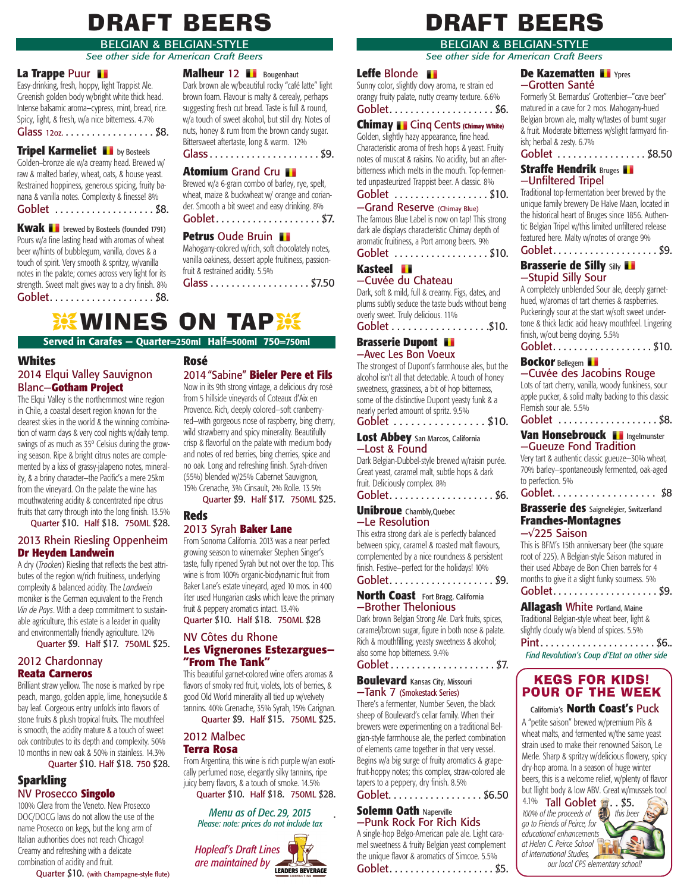# DRAFT BEERS

## BELGIAN & BELGIAN-STYLE

*See other side for American Craft Beers*

**La Trappe** Puur

Easy-drinking, fresh, hoppy, light Trappist Ale. Greenish golden body w/bright white thick head. Intense balsamic aroma–cypress, mint, bread, rice. Spicy, light, & fresh, w/a nice bitterness. 4.7%

Glass 12oz. . . . . . . . . . . . . . . . . . $8.

**Tripel Karmeliet** by Bosteels

Golden–bronze ale w/a creamy head. Brewed w/ raw & malted barley, wheat, oats, & house yeast. Restrained hoppiness, generous spicing, fruity banana & vanilla notes. Complexity & finesse! 8%

Goblet . . . . . . . . . . . . . . . . . . . $8.

**Kwak** brewed by Bosteels (founded 1791)

Pours w/a fine lasting head with aromas of wheat beer w/hints of bubblegum, vanilla, cloves & a touch of spirit. Very smooth & spritzy, w/vanilla notes in the palate; comes across very light for its strength. Sweet malt gives way to a dry finish. 8%

Goblet. . . . . . . . . . . . . . . . . . . . $8.

**Malheur** 12 Bougenhaut

Dark brown ale w/beautiful rocky "café latte" light brown foam. Flavour is malty & cerealy, perhaps suggesting fresh cut bread. Taste is full & round, w/a touch of sweet alcohol, but still dry. Notes of nuts, honey & rum from the brown candy sugar. Bittersweet aftertaste, long & warm. 12%

Glass . . . . . . . . . . . . . . . . . . . . . $9.

**Atomium** Grand Cru

Brewed w/a 6-grain combo of barley, rye, spelt, wheat, maize & buckwheat w/ orange and coriander. Smooth a bit sweet and easy drinking. 8%

Goblet. . . . . . . . . . . . . . . . . . . . $7.

**Petrus** Oude Bruin

Mahogany-colored w/rich, soft chocolately notes, vanilla oakiness, dessert apple fruitiness, passion-fruit & restrained acidity. 5.5%

Glass . . . . . . . . . . . . . . . . . . $7.50

**Leffe** Blonde

Sunny color, slightly clovy aroma, re strain ed orangy fruity palate, nutty creamy texture. 6.6%

Goblet. . . . . . . . . . . . . . . . . . . . $6.

**Chimay** Cinq Cents (Chimay White)

Golden, slightly hazy appearance, fine head. Characteristic aroma of fresh hops & yeast. Fruity notes of muscat & raisins. No acidity, but an after-bitterness which melts in the mouth. Top-fermented unpasteurized Trappist beer. A classic. 8%

Goblet . . . . . . . . . . . . . . . . . . $10.

—Grand Reserve (Chimay Blue)

The famous Blue Label is now on tap! This strong dark ale displays characteristic Chimay depth of aromatic fruitiness, a Port among beers. 9%

Goblet . . . . . . . . . . . . . . . . . . $10.

**Kasteel**
—Cuvée du Chateau

Dark, soft & mild, full & creamy. Figs, dates, and plums subtly seduce the taste buds without being overly sweet. Truly delicious. 11%

Goblet . . . . . . . . . . . . . . . . . .$10.

**Brasserie Dupont**
—Avec Les Bon Voeux

The strongest of Dupont's farmhouse ales, but the alcohol isn't all that detectable. A touch of honey sweetness, grassiness, a bit of hop bitterness, some of the distinctive Dupont yeasty funk & a nearly perfect amount of spritz. 9.5%

Goblet . . . . . . . . . . . . . . . . $10.

**Lost Abbey** San Marcos, California
—Lost & Found

Dark Belgian-Dubbel-style brewed w/raisin purée. Great yeast, caramel malt, subtle hops & dark fruit. Deliciously complex. 8%

Goblet. . . . . . . . . . . . . . . . . . . . $6.

**Unibroue** Chambly,Quebec
—Le Resolution

This extra strong dark ale is perfectly balanced between spicy, caramel & roasted malt flavours, complemented by a nice roundness & persistent finish. Festive–perfect for the holidays! 10%

Goblet. . . . . . . . . . . . . . . . . . . . $9.

**North Coast** Fort Bragg, California
—Brother Thelonious

Dark brown Belgian Strong Ale. Dark fruits, spices, caramel/brown sugar, figure in both nose & palate. Rich & mouthfilling; yeasty sweetness & alcohol; also some hop bitterness. 9.4%

Goblet . . . . . . . . . . . . . . . . . . . $7.

**Boulevard** Kansas City, Missouri
—Tank 7 (Smokestack Series)

There's a fermenter, Number Seven, the black sheep of Boulevard's cellar family. When their brewers were experimenting on a traditional Belgian-style farmhouse ale, the perfect combination of elements came together in that very vessel. Begins w/a big surge of fruity aromatics & grapefruit-hoppy notes; this complex, straw-colored ale tapers to a peppery, dry finish. 8.5%

Goblet. . . . . . . . . . . . . . . . . $6.50

**Solemn Oath** Naperville
—Punk Rock For Rich Kids

A single-hop Belgo-American pale ale. Light caramel sweetness & fruity Belgian yeast complement the unique flavor & aromatics of Simcoe. 5.5%

Goblet. . . . . . . . . . . . . . . . . . . . $5.

**De Kazematten** Ypres
—Grotten Santé

Formerly St. Bernardus' Grottenbier–"cave beer" matured in a cave for 2 mos. Mahogany-hued Belgian brown ale, malty w/tastes of burnt sugar & fruit. Moderate bitterness w/slight farmyard finish; herbal & zesty. 6.7%

Goblet . . . . . . . . . . . . . . . . $8.50

**Straffe Hendrik** Bruges
—Unfiltered Tripel

Traditional top-fermentation beer brewed by the unique family brewery De Halve Maan, located in the historical heart of Bruges since 1856. Authentic Belgian Tripel w/this limited unfiltered release featured here. Malty w/notes of orange 9%

Goblet. . . . . . . . . . . . . . . . . . . $9.

**Brasserie de Silly** Silly
—Stupid Silly Sour

A completely unblended Sour ale, deeply garnet-hued, w/aromas of tart cherries & raspberries. Puckeringly sour at the start w/soft sweet undertone & thick lactic acid heavy mouthfeel. Lingering finish, w/out being cloying. 5.5%

Goblet. . . . . . . . . . . . . . . . . . $10.

**Bockor** Bellegem
—Cuvée des Jacobins Rouge

Lots of tart cherry, vanilla, woody funkiness, sour apple pucker, & solid malty backing to this classic Flemish sour ale. 5.5%

Goblet . . . . . . . . . . . . . . . . . . $8.

**Van Honsebrouck** Ingelmunster
—Gueuze Fond Tradition

Very tart & authentic classic gueuze–30% wheat, 70% barley–spontaneously fermented, oak-aged to perfection. 5%

Goblet. . . . . . . . . . . . . . . . . . $8

**Brasserie des** Saignelégier, Switzerland **Franches-Montagnes**
—√225 Saison

This is BFM's 15th anniversary beer (the square root of 225). A Belgian-style Saison matured in their used Abbaye de Bon Chien barrels for 4 months to give it a slight funky sourness. 5%

Goblet. . . . . . . . . . . . . . . . . . . . $9.

**Allagash** White Portland, Maine

Traditional Belgian-style wheat beer, light & slightly cloudy w/a blend of spices. 5.5%

Pint. . . . . . . . . . . . . . . . . . . . . $6.

*Find Revolution's Coup d'Etat on other side*

# WINES ON TAP

**Served in Carafes — Quarter=250ml Half=500ml 750=750ml**

## Whites

2014 Elqui Valley Sauvignon Blanc—**Gotham Project**

The Elqui Valley is the northernmost wine region in Chile, a coastal desert region known for the clearest skies in the world & the winning combination of warm days & very cool nights w/daily temp. swings of as much as 35° Celsius during the growing season. Ripe & bright citrus notes are complemented by a kiss of grassy-jalapeno notes, minerality, & a briny character–the Pacific's a mere 25km from the vineyard. On the palate the wine has mouthwatering acidity & concentrated ripe citrus fruits that carry through into the long finish. 13.5%

Quarter $10. Half $18. 750ML $28.

2013 Rhein Riesling Oppenheim **Dr Heyden Landwein**

A dry (*Trocken*) Riesling that reflects the best attributes of the region w/rich fruitiness, underlying complexity & balanced acidity. The *Landwein* moniker is the German equivalent to the French *Vin de Pays*. With a deep commitment to sustainable agriculture, this estate is a leader in quality and environmentally friendly agriculture. 12%

Quarter $9. Half $17. 750ML $25.

2012 Chardonnay **Reata Carneros**

Brilliant straw yellow. The nose is marked by ripe peach, mango, golden apple, lime, honeysuckle & bay leaf. Gorgeous entry unfolds into flavors of stone fruits & plush tropical fruits. The mouthfeel is smooth, the acidity mature & a touch of sweet oak contributes to its depth and complexity. 50% 10 months in new oak & 50% in stainless. 14.3%

Quarter $10. Half $18. 750 $28.

## Sparkling

NV Prosecco **Singolo**

100% Glera from the Veneto. New Prosecco DOC/DOCG laws do not allow the use of the name Prosecco on kegs, but the long arm of Italian authorities does not reach Chicago! Creamy and refreshing with a delicate combination of acidity and fruit.

Quarter $10. (with Champagne-style flute)

## Rosé

2014 "Sabine" **Bieler Pere et Fils**

Now in its 9th strong vintage, a delicious dry rosé from 5 hillside vineyards of Coteaux d'Aix en Provence. Rich, deeply colored–soft cranberry-red–with gorgeous nose of raspberry, bing cherry, wild strawberry and spicy minerality. Beautifully crisp & flavorful on the palate with medium body and notes of red berries, bing cherries, spice and no oak. Long and refreshing finish. Syrah-driven (55%) blended w/25% Cabernet Sauvignon, 15% Grenache, 3% Cinsault, 2% Rolle. 13.5%

Quarter $9. Half $17. 750ML $25.

## Reds

2013 Syrah **Baker Lane**

From Sonoma California. 2013 was a near perfect growing season to winemaker Stephen Singer's taste, fully ripened Syrah but not over the top. This wine is from 100% organic-biodynamic fruit from Baker Lane's estate vineyard, aged 10 mos. in 400 liter used Hungarian casks which leave the primary fruit & peppery aromatics intact. 13.4%

Quarter $10. Half $18. 750ML $28

NV Côtes du Rhone **Les Vignerones Estezargues–"From The Tank"**

This beautiful garnet-colored wine offers aromas & flavors of smoky red fruit, violets, lots of berries, & good Old World minerality all tied up w/velvety tannins. 40% Grenache, 35% Syrah, 15% Carignan.

Quarter $9. Half $15. 750ML $25.

2012 Malbec **Terra Rosa**

From Argentina, this wine is rich purple w/an exotically perfumed nose, elegantly silky tannins, ripe juicy berry flavors, & a touch of smoke. 14.5%

Quarter $10. Half $18. 750ML $28.

*Menu as of Dec. 29, 2015*
*Please: note: prices do not include tax*

*Hopleaf's Draft Lines are maintained by* LEADERS BEVERAGE CONSULTING

## KEGS FOR KIDS! POUR OF THE WEEK

California's **North Coast's** Puck

A "petite saison" brewed w/premium Pils & wheat malts, and fermented w/the same yeast strain used to make their renowned Saison, Le Merle. Sharp & spritzy w/delicious flowery, spicy dry-hop aroma. In a season of huge winter beers, this is a welcome relief, w/plenty of flavor but light body & low ABV. Great w/mussels too! 4.1%

Tall Goblet . . . $5.

*100% of the proceeds of this beer go to Friends of Peirce, for educational enhancements at Helen C. Peirce School of International Studies, our local CPS elementary school!*